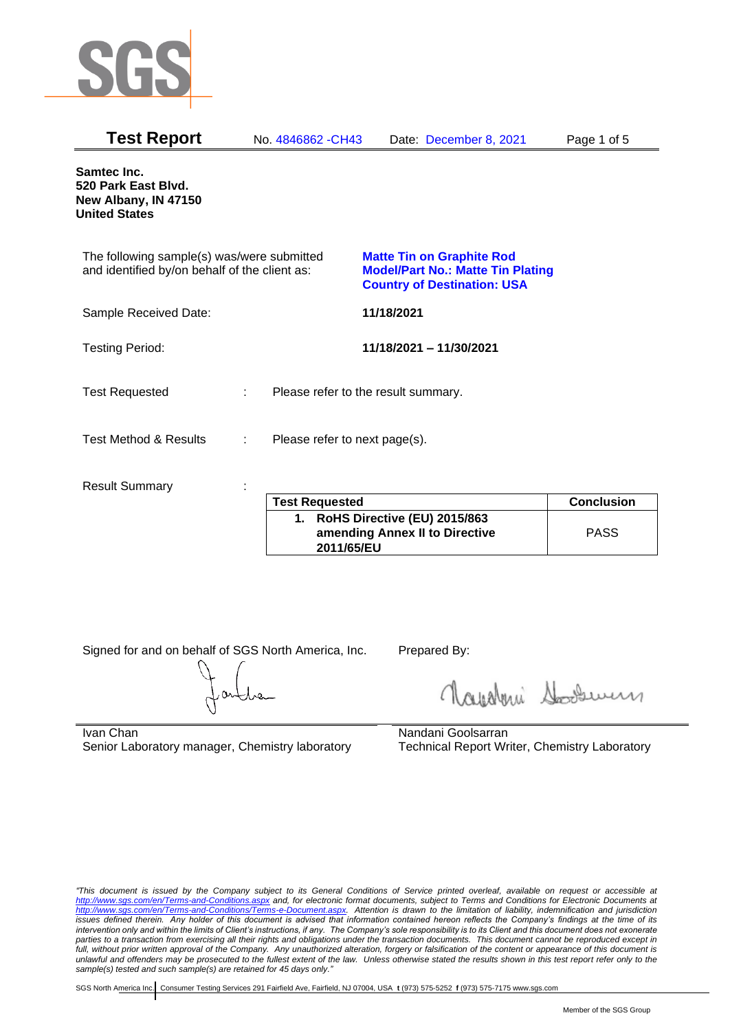# Test Report

No. 4846862 -CH43    Date: December 8, 2021

**Samtec Inc.**
**520 Park East Blvd.**
**New Albany, IN 47150**
**United States**

The following sample(s) was/were submitted and identified by/on behalf of the client as:

**Matte Tin on Graphite Rod**
**Model/Part No.: Matte Tin Plating**
**Country of Destination: USA**

Sample Received Date: **11/18/2021**

Testing Period: **11/18/2021 – 11/30/2021**

Test Requested : Please refer to the result summary.

Test Method & Results : Please refer to next page(s).

Result Summary :

| Test Requested | Conclusion |
|---|---|
| **1. RoHS Directive (EU) 2015/863 amending Annex II to Directive 2011/65/EU** | PASS |

Signed for and on behalf of SGS North America, Inc.

Ivan Chan
Senior Laboratory manager, Chemistry laboratory

Prepared By:

Nandani Goolsarran
Technical Report Writer, Chemistry Laboratory

*"This document is issued by the Company subject to its General Conditions of Service printed overleaf, available on request or accessible at http://www.sgs.com/en/Terms-and-Conditions.aspx and, for electronic format documents, subject to Terms and Conditions for Electronic Documents at http://www.sgs.com/en/Terms-and-Conditions/Terms-e-Document.aspx. Attention is drawn to the limitation of liability, indemnification and jurisdiction issues defined therein. Any holder of this document is advised that information contained hereon reflects the Company's findings at the time of its intervention only and within the limits of Client's instructions, if any. The Company's sole responsibility is to its Client and this document does not exonerate parties to a transaction from exercising all their rights and obligations under the transaction documents. This document cannot be reproduced except in full, without prior written approval of the Company. Any unauthorized alteration, forgery or falsification of the content or appearance of this document is unlawful and offenders may be prosecuted to the fullest extent of the law. Unless otherwise stated the results shown in this test report refer only to the sample(s) tested and such sample(s) are retained for 45 days only."*

SGS North America Inc. | Consumer Testing Services 291 Fairfield Ave, Fairfield, NJ 07004, USA **t** (973) 575-5252 **f** (973) 575-7175 www.sgs.com

Member of the SGS Group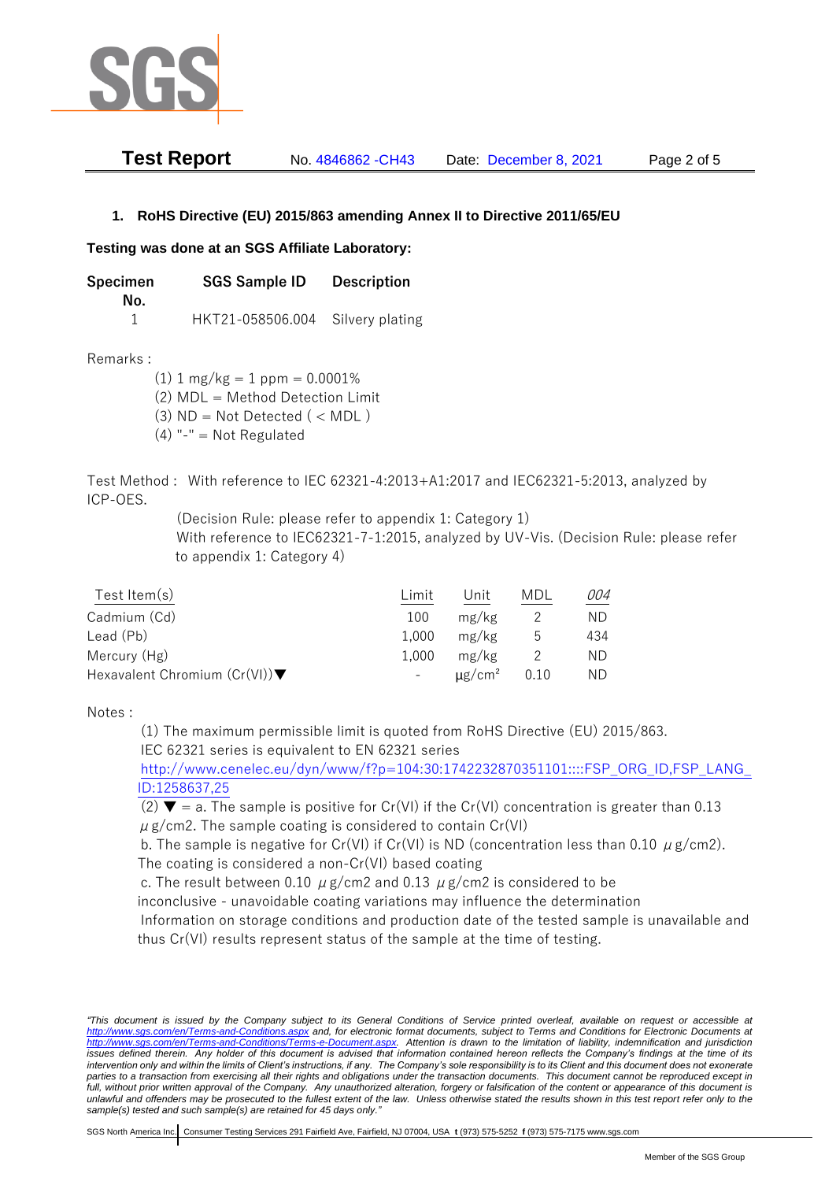## 1. RoHS Directive (EU) 2015/863 amending Annex II to Directive 2011/65/EU

**Testing was done at an SGS Affiliate Laboratory:**

| Specimen No. | SGS Sample ID | Description |
|---|---|---|
| 1 | HKT21-058506.004 | Silvery plating |

Remarks :

(1) 1 mg/kg = 1 ppm = 0.0001%
(2) MDL = Method Detection Limit
(3) ND = Not Detected ( < MDL )
(4) "-" = Not Regulated

Test Method : With reference to IEC 62321-4:2013+A1:2017 and IEC62321-5:2013, analyzed by ICP-OES.
(Decision Rule: please refer to appendix 1: Category 1)
With reference to IEC62321-7-1:2015, analyzed by UV-Vis. (Decision Rule: please refer to appendix 1: Category 4)

| Test Item(s) | Limit | Unit | MDL | *004* |
|---|---|---|---|---|
| Cadmium (Cd) | 100 | mg/kg | 2 | ND |
| Lead (Pb) | 1,000 | mg/kg | 5 | 434 |
| Mercury (Hg) | 1,000 | mg/kg | 2 | ND |
| Hexavalent Chromium (Cr(VI))▼ | - | μg/cm² | 0.10 | ND |

Notes :

(1) The maximum permissible limit is quoted from RoHS Directive (EU) 2015/863.
IEC 62321 series is equivalent to EN 62321 series
http://www.cenelec.eu/dyn/www/f?p=104:30:1742232870351101::::FSP_ORG_ID,FSP_LANG_ID:1258637,25

(2) ▼ = a. The sample is positive for Cr(VI) if the Cr(VI) concentration is greater than 0.13 μg/cm2. The sample coating is considered to contain Cr(VI)
b. The sample is negative for Cr(VI) if Cr(VI) is ND (concentration less than 0.10 μg/cm2). The coating is considered a non-Cr(VI) based coating
c. The result between 0.10 μg/cm2 and 0.13 μg/cm2 is considered to be inconclusive - unavoidable coating variations may influence the determination
Information on storage conditions and production date of the tested sample is unavailable and thus Cr(VI) results represent status of the sample at the time of testing.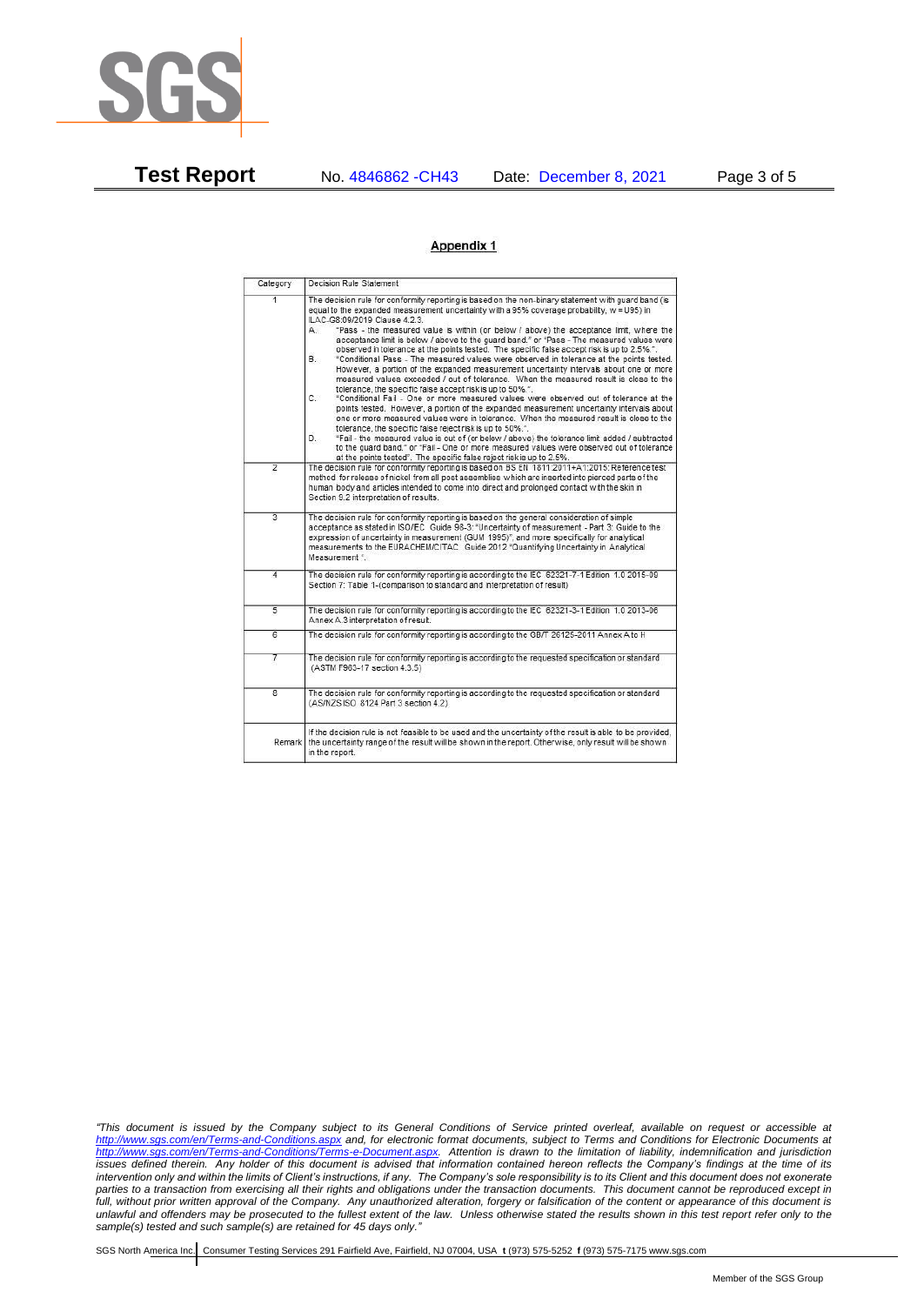## Appendix 1

| Category | Decision Rule Statement |
|---|---|
| 1 | The decision rule for conformity reporting is based on the non-binary statement with guard band (is equal to the expanded measurement uncertainty with a 95% coverage probability, w = U95) in ILAC-G8:09/2019 Clause 4.2.3.<br>A. "Pass - the measured value is within (or below / above) the acceptance limit, where the acceptance limit is below / above to the guard band." or "Pass - The measured values were observed in tolerance at the points tested. The specific false accept risk is up to 2.5%.".<br>B. "Conditional Pass - The measured values were observed in tolerance at the points tested. However, a portion of the expanded measurement uncertainty intervals about one or more measured values exceeded / out of tolerance. When the measured result is close to the tolerance, the specific false accept risk is up to 50%.".<br>C. "Conditional Fail - One or more measured values were observed out of tolerance at the points tested. However, a portion of the expanded measurement uncertainty intervals about one or more measured values were in tolerance. When the measured result is close to the tolerance, the specific false reject risk is up to 50%.".<br>D. "Fail - the measured value is out of (or below / above) the tolerance limit added / subtracted to the guard band." or "Fail - One or more measured values were observed out of tolerance at the points tested". The specific false reject risk is up to 2.5%. |
| 2 | The decision rule for conformity reporting is based on BS EN 1811:2011+A1:2015: Reference test method for release of nickel from all post assemblies which are inserted into pierced parts of the human body and articles intended to come into direct and prolonged contact with the skin in Section 9.2 interpretation of results. |
| 3 | The decision rule for conformity reporting is based on the general consideration of simple acceptance as stated in ISO/IEC Guide 98-3: "Uncertainty of measurement - Part 3: Guide to the expression of uncertainty in measurement (GUM 1995)", and more specifically for analytical measurements to the EURACHEM/CITAC Guide 2012 "Quantifying Uncertainty in Analytical Measurement ". |
| 4 | The decision rule for conformity reporting is according to the IEC 62321-7-1 Edition 1.0 2015-09 Section 7: Table 1-(comparison to standard and interpretation of result) |
| 5 | The decision rule for conformity reporting is according to the IEC 62321-3-1 Edition 1.0 2013-06 Annex A.3 interpretation of result. |
| 6 | The decision rule for conformity reporting is according to the GB/T 26125-2011 Annex A to H |
| 7 | The decision rule for conformity reporting is according to the requested specification or standard (ASTM F963-17 section 4.3.5) |
| 8 | The decision rule for conformity reporting is according to the requested specification or standard (AS/NZS ISO 8124 Part 3 section 4.2) |
| Remark | If the decision rule is not feasible to be used and the uncertainty of the result is able to be provided, the uncertainty range of the result will be shown in the report. Otherwise, only result will be shown in the report. |

*"This document is issued by the Company subject to its General Conditions of Service printed overleaf, available on request or accessible at http://www.sgs.com/en/Terms-and-Conditions.aspx and, for electronic format documents, subject to Terms and Conditions for Electronic Documents at http://www.sgs.com/en/Terms-and-Conditions/Terms-e-Document.aspx. Attention is drawn to the limitation of liability, indemnification and jurisdiction issues defined therein. Any holder of this document is advised that information contained hereon reflects the Company's findings at the time of its intervention only and within the limits of Client's instructions, if any. The Company's sole responsibility is to its Client and this document does not exonerate parties to a transaction from exercising all their rights and obligations under the transaction documents. This document cannot be reproduced except in full, without prior written approval of the Company. Any unauthorized alteration, forgery or falsification of the content or appearance of this document is unlawful and offenders may be prosecuted to the fullest extent of the law. Unless otherwise stated the results shown in this test report refer only to the sample(s) tested and such sample(s) are retained for 45 days only."*

SGS North America Inc. Consumer Testing Services 291 Fairfield Ave, Fairfield, NJ 07004, USA t (973) 575-5252 f (973) 575-7175 www.sgs.com

Member of the SGS Group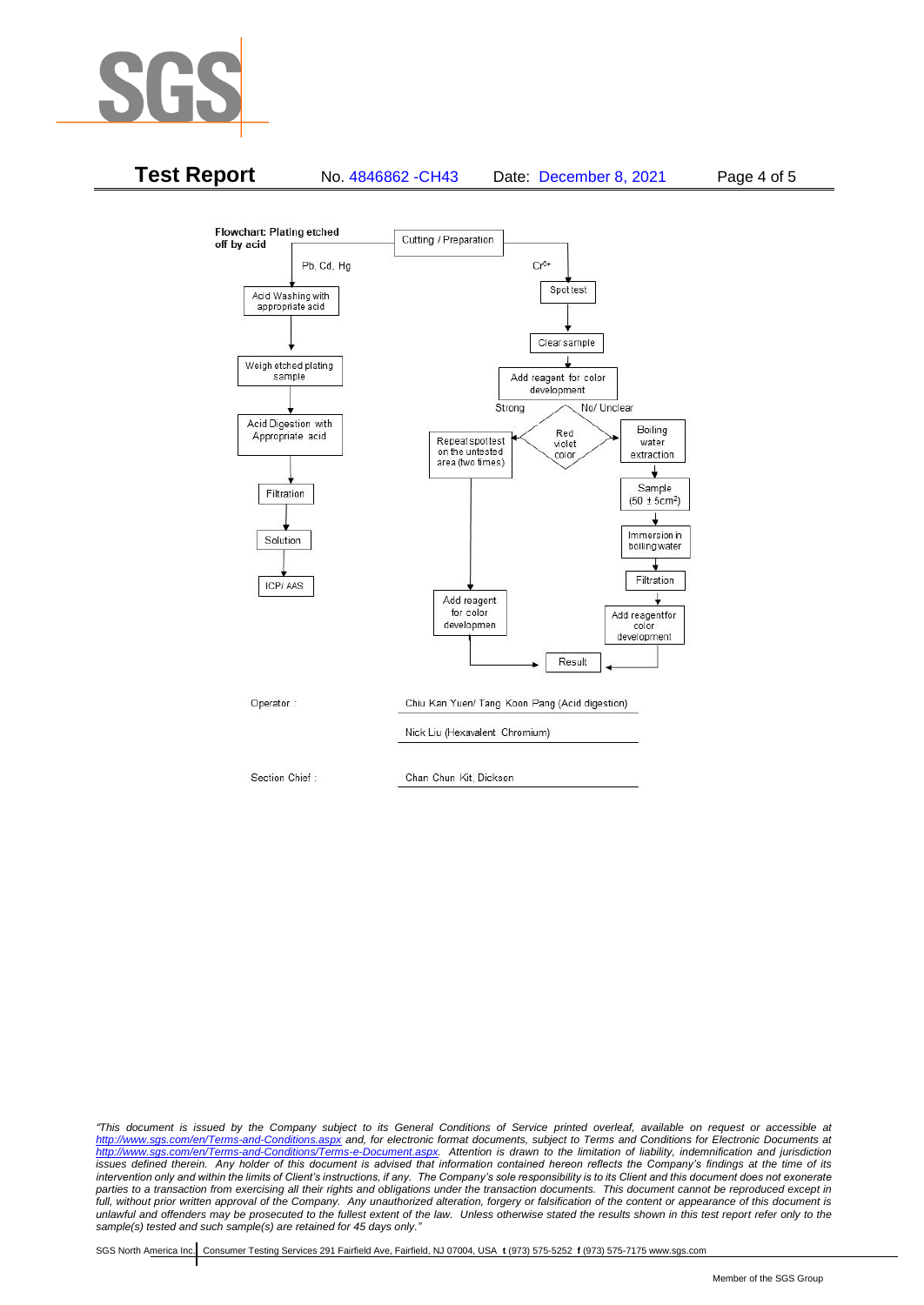**Flowchart: Plating etched off by acid**

Cutting / Preparation

Pb, Cd, Hg

- Acid Washing with appropriate acid
- Weigh etched plating sample
- Acid Digestion with Appropriate acid
- Filtration
- Solution
- ICP/ AAS

$Cr^{6+}$

- Spot test
- Clear sample
- Add reagent for color development
- Red violet color
  - Strong → Repeat spot test on the untested area (two times) → Add reagent for color developmen → Result
  - No/ Unclear → Boiling water extraction → Sample (50 ± 5cm²) → Immersion in boiling water → Filtration → Add reagentfor color development → Result

Operator : Chiu Kan Yuen/ Tang Koon Pang (Acid digestion)

Nick Liu (Hexavalent Chromium)

Section Chief : Chan Chun Kit, Dickson

*"This document is issued by the Company subject to its General Conditions of Service printed overleaf, available on request or accessible at http://www.sgs.com/en/Terms-and-Conditions.aspx and, for electronic format documents, subject to Terms and Conditions for Electronic Documents at http://www.sgs.com/en/Terms-and-Conditions/Terms-e-Document.aspx. Attention is drawn to the limitation of liability, indemnification and jurisdiction issues defined therein. Any holder of this document is advised that information contained hereon reflects the Company's findings at the time of its intervention only and within the limits of Client's instructions, if any. The Company's sole responsibility is to its Client and this document does not exonerate parties to a transaction from exercising all their rights and obligations under the transaction documents. This document cannot be reproduced except in full, without prior written approval of the Company. Any unauthorized alteration, forgery or falsification of the content or appearance of this document is unlawful and offenders may be prosecuted to the fullest extent of the law. Unless otherwise stated the results shown in this test report refer only to the sample(s) tested and such sample(s) are retained for 45 days only."*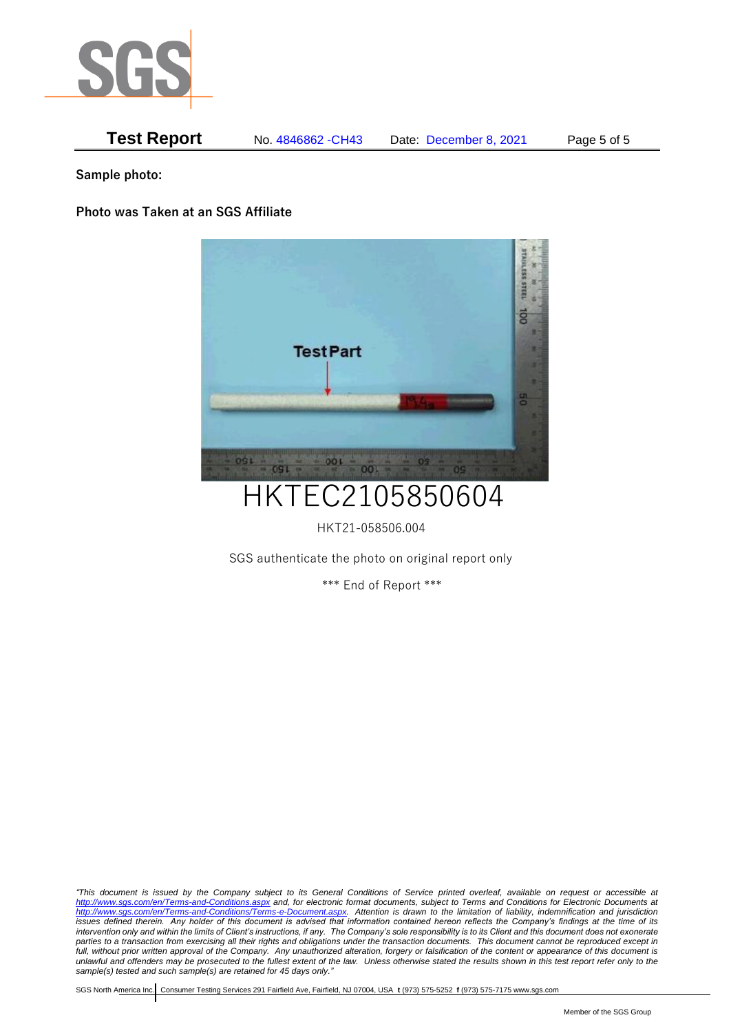**Test Report** No. 4846862 -CH43 Date: December 8, 2021

**Sample photo:**

**Photo was Taken at an SGS Affiliate**

HKTEC2105850604

HKT21-058506.004

SGS authenticate the photo on original report only

*** End of Report ***

*"This document is issued by the Company subject to its General Conditions of Service printed overleaf, available on request or accessible at http://www.sgs.com/en/Terms-and-Conditions.aspx and, for electronic format documents, subject to Terms and Conditions for Electronic Documents at http://www.sgs.com/en/Terms-and-Conditions/Terms-e-Document.aspx. Attention is drawn to the limitation of liability, indemnification and jurisdiction issues defined therein. Any holder of this document is advised that information contained hereon reflects the Company's findings at the time of its intervention only and within the limits of Client's instructions, if any. The Company's sole responsibility is to its Client and this document does not exonerate parties to a transaction from exercising all their rights and obligations under the transaction documents. This document cannot be reproduced except in full, without prior written approval of the Company. Any unauthorized alteration, forgery or falsification of the content or appearance of this document is unlawful and offenders may be prosecuted to the fullest extent of the law. Unless otherwise stated the results shown in this test report refer only to the sample(s) tested and such sample(s) are retained for 45 days only."*

SGS North America Inc. | Consumer Testing Services 291 Fairfield Ave, Fairfield, NJ 07004, USA **t** (973) 575-5252 **f** (973) 575-7175 www.sgs.com

Member of the SGS Group